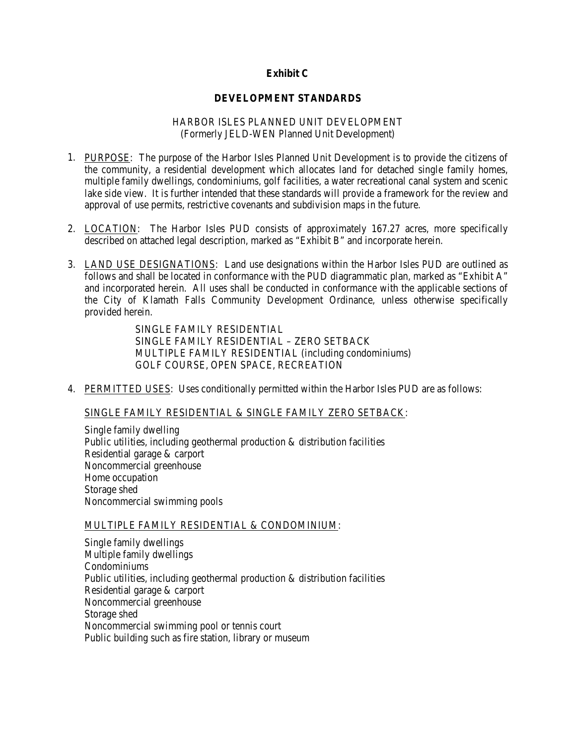# Exhibit C

## DEVELOPMENT STANDARDS

HARBOR ISLES PLANNED UNIT DEVELOPMENT
(Formerly JELD-WEN Planned Unit Development)

1. PURPOSE: The purpose of the Harbor Isles Planned Unit Development is to provide the citizens of the community, a residential development which allocates land for detached single family homes, multiple family dwellings, condominiums, golf facilities, a water recreational canal system and scenic lake side view. It is further intended that these standards will provide a framework for the review and approval of use permits, restrictive covenants and subdivision maps in the future.

2. LOCATION: The Harbor Isles PUD consists of approximately 167.27 acres, more specifically described on attached legal description, marked as "Exhibit B" and incorporate herein.

3. LAND USE DESIGNATIONS: Land use designations within the Harbor Isles PUD are outlined as follows and shall be located in conformance with the PUD diagrammatic plan, marked as "Exhibit A" and incorporated herein. All uses shall be conducted in conformance with the applicable sections of the City of Klamath Falls Community Development Ordinance, unless otherwise specifically provided herein.

   SINGLE FAMILY RESIDENTIAL
   SINGLE FAMILY RESIDENTIAL – ZERO SETBACK
   MULTIPLE FAMILY RESIDENTIAL (including condominiums)
   GOLF COURSE, OPEN SPACE, RECREATION

4. PERMITTED USES: Uses conditionally permitted within the Harbor Isles PUD are as follows:

   SINGLE FAMILY RESIDENTIAL & SINGLE FAMILY ZERO SETBACK:

   Single family dwelling
   Public utilities, including geothermal production & distribution facilities
   Residential garage & carport
   Noncommercial greenhouse
   Home occupation
   Storage shed
   Noncommercial swimming pools

   MULTIPLE FAMILY RESIDENTIAL & CONDOMINIUM:

   Single family dwellings
   Multiple family dwellings
   Condominiums
   Public utilities, including geothermal production & distribution facilities
   Residential garage & carport
   Noncommercial greenhouse
   Storage shed
   Noncommercial swimming pool or tennis court
   Public building such as fire station, library or museum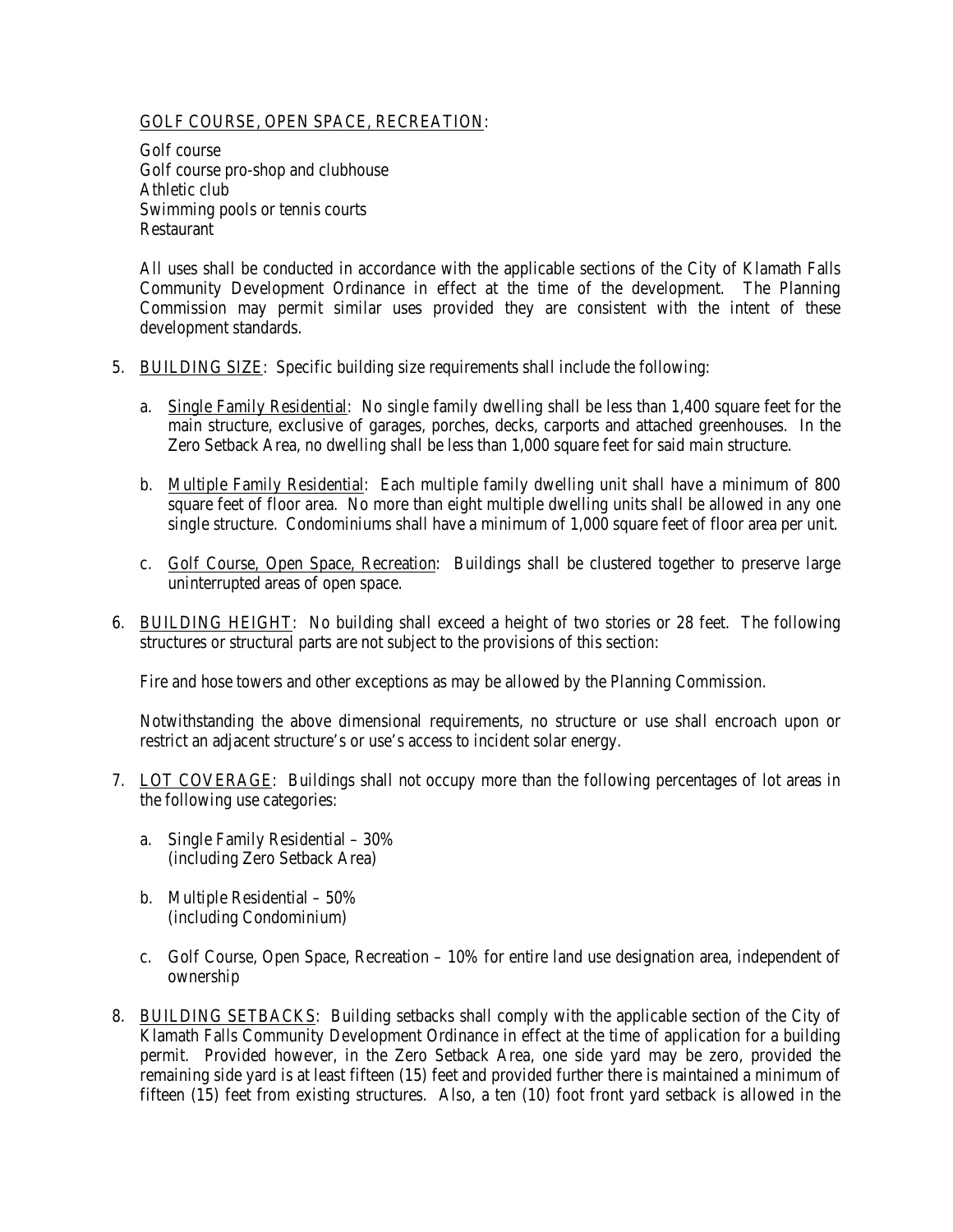<u>GOLF COURSE, OPEN SPACE, RECREATION</u>:

Golf course
Golf course pro-shop and clubhouse
Athletic club
Swimming pools or tennis courts
Restaurant

All uses shall be conducted in accordance with the applicable sections of the City of Klamath Falls Community Development Ordinance in effect at the time of the development. The Planning Commission may permit similar uses provided they are consistent with the intent of these development standards.

5. <u>BUILDING SIZE</u>: Specific building size requirements shall include the following:

   a. <u>Single Family Residential</u>: No single family dwelling shall be less than 1,400 square feet for the main structure, exclusive of garages, porches, decks, carports and attached greenhouses. In the Zero Setback Area, no dwelling shall be less than 1,000 square feet for said main structure.

   b. <u>Multiple Family Residential</u>: Each multiple family dwelling unit shall have a minimum of 800 square feet of floor area. No more than eight multiple dwelling units shall be allowed in any one single structure. Condominiums shall have a minimum of 1,000 square feet of floor area per unit.

   c. <u>Golf Course, Open Space, Recreation</u>: Buildings shall be clustered together to preserve large uninterrupted areas of open space.

6. <u>BUILDING HEIGHT</u>: No building shall exceed a height of two stories or 28 feet. The following structures or structural parts are not subject to the provisions of this section:

   Fire and hose towers and other exceptions as may be allowed by the Planning Commission.

   Notwithstanding the above dimensional requirements, no structure or use shall encroach upon or restrict an adjacent structure's or use's access to incident solar energy.

7. <u>LOT COVERAGE</u>: Buildings shall not occupy more than the following percentages of lot areas in the following use categories:

   a. Single Family Residential – 30%
      (including Zero Setback Area)

   b. Multiple Residential – 50%
      (including Condominium)

   c. Golf Course, Open Space, Recreation – 10% for entire land use designation area, independent of ownership

8. <u>BUILDING SETBACKS</u>: Building setbacks shall comply with the applicable section of the City of Klamath Falls Community Development Ordinance in effect at the time of application for a building permit. Provided however, in the Zero Setback Area, one side yard may be zero, provided the remaining side yard is at least fifteen (15) feet and provided further there is maintained a minimum of fifteen (15) feet from existing structures. Also, a ten (10) foot front yard setback is allowed in the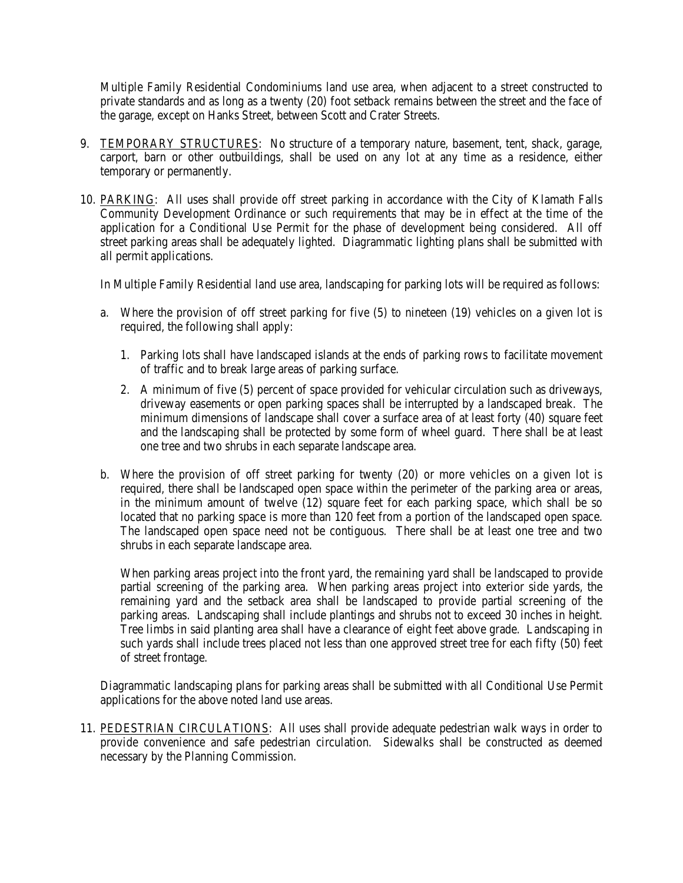Multiple Family Residential Condominiums land use area, when adjacent to a street constructed to private standards and as long as a twenty (20) foot setback remains between the street and the face of the garage, except on Hanks Street, between Scott and Crater Streets.

9. <u>TEMPORARY STRUCTURES</u>: No structure of a temporary nature, basement, tent, shack, garage, carport, barn or other outbuildings, shall be used on any lot at any time as a residence, either temporary or permanently.

10. <u>PARKING</u>: All uses shall provide off street parking in accordance with the City of Klamath Falls Community Development Ordinance or such requirements that may be in effect at the time of the application for a Conditional Use Permit for the phase of development being considered. All off street parking areas shall be adequately lighted. Diagrammatic lighting plans shall be submitted with all permit applications.

    In Multiple Family Residential land use area, landscaping for parking lots will be required as follows:

    a. Where the provision of off street parking for five (5) to nineteen (19) vehicles on a given lot is required, the following shall apply:

        1. Parking lots shall have landscaped islands at the ends of parking rows to facilitate movement of traffic and to break large areas of parking surface.

        2. A minimum of five (5) percent of space provided for vehicular circulation such as driveways, driveway easements or open parking spaces shall be interrupted by a landscaped break. The minimum dimensions of landscape shall cover a surface area of at least forty (40) square feet and the landscaping shall be protected by some form of wheel guard. There shall be at least one tree and two shrubs in each separate landscape area.

    b. Where the provision of off street parking for twenty (20) or more vehicles on a given lot is required, there shall be landscaped open space within the perimeter of the parking area or areas, in the minimum amount of twelve (12) square feet for each parking space, which shall be so located that no parking space is more than 120 feet from a portion of the landscaped open space. The landscaped open space need not be contiguous. There shall be at least one tree and two shrubs in each separate landscape area.

        When parking areas project into the front yard, the remaining yard shall be landscaped to provide partial screening of the parking area. When parking areas project into exterior side yards, the remaining yard and the setback area shall be landscaped to provide partial screening of the parking areas. Landscaping shall include plantings and shrubs not to exceed 30 inches in height. Tree limbs in said planting area shall have a clearance of eight feet above grade. Landscaping in such yards shall include trees placed not less than one approved street tree for each fifty (50) feet of street frontage.

    Diagrammatic landscaping plans for parking areas shall be submitted with all Conditional Use Permit applications for the above noted land use areas.

11. <u>PEDESTRIAN CIRCULATIONS</u>: All uses shall provide adequate pedestrian walk ways in order to provide convenience and safe pedestrian circulation. Sidewalks shall be constructed as deemed necessary by the Planning Commission.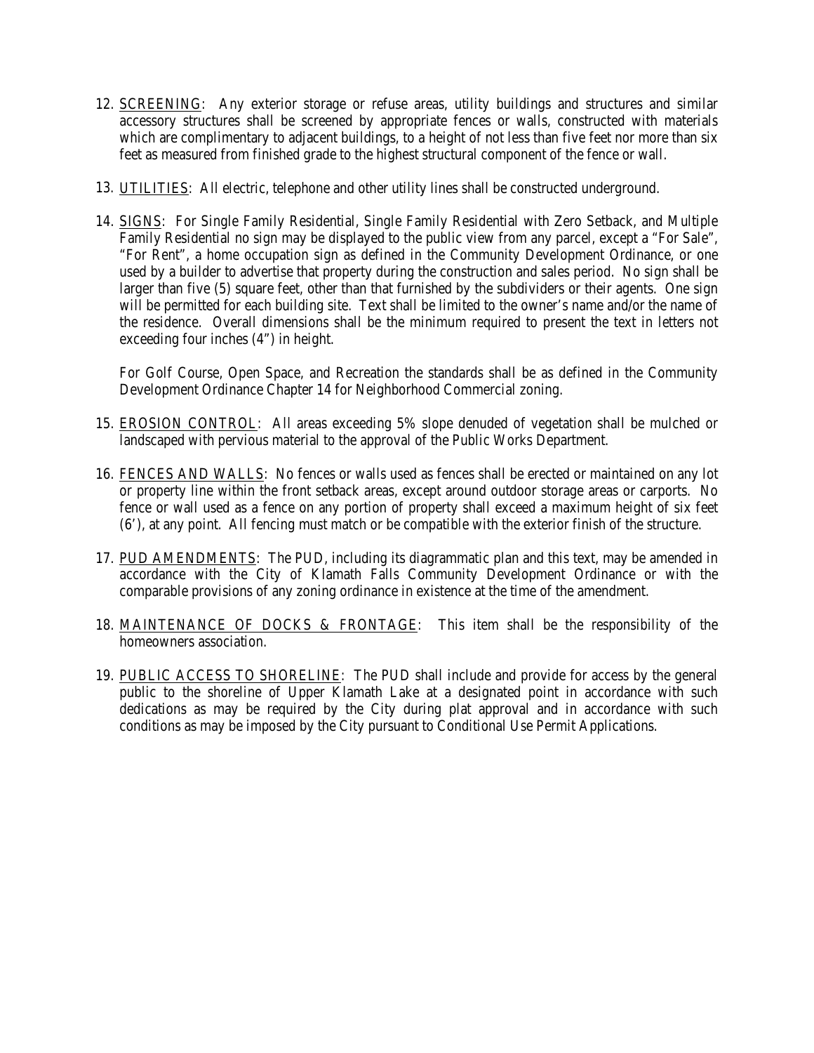12. SCREENING: Any exterior storage or refuse areas, utility buildings and structures and similar accessory structures shall be screened by appropriate fences or walls, constructed with materials which are complimentary to adjacent buildings, to a height of not less than five feet nor more than six feet as measured from finished grade to the highest structural component of the fence or wall.

13. UTILITIES: All electric, telephone and other utility lines shall be constructed underground.

14. SIGNS: For Single Family Residential, Single Family Residential with Zero Setback, and Multiple Family Residential no sign may be displayed to the public view from any parcel, except a "For Sale", "For Rent", a home occupation sign as defined in the Community Development Ordinance, or one used by a builder to advertise that property during the construction and sales period. No sign shall be larger than five (5) square feet, other than that furnished by the subdividers or their agents. One sign will be permitted for each building site. Text shall be limited to the owner's name and/or the name of the residence. Overall dimensions shall be the minimum required to present the text in letters not exceeding four inches (4") in height.

    For Golf Course, Open Space, and Recreation the standards shall be as defined in the Community Development Ordinance Chapter 14 for Neighborhood Commercial zoning.

15. EROSION CONTROL: All areas exceeding 5% slope denuded of vegetation shall be mulched or landscaped with pervious material to the approval of the Public Works Department.

16. FENCES AND WALLS: No fences or walls used as fences shall be erected or maintained on any lot or property line within the front setback areas, except around outdoor storage areas or carports. No fence or wall used as a fence on any portion of property shall exceed a maximum height of six feet (6'), at any point. All fencing must match or be compatible with the exterior finish of the structure.

17. PUD AMENDMENTS: The PUD, including its diagrammatic plan and this text, may be amended in accordance with the City of Klamath Falls Community Development Ordinance or with the comparable provisions of any zoning ordinance in existence at the time of the amendment.

18. MAINTENANCE OF DOCKS & FRONTAGE: This item shall be the responsibility of the homeowners association.

19. PUBLIC ACCESS TO SHORELINE: The PUD shall include and provide for access by the general public to the shoreline of Upper Klamath Lake at a designated point in accordance with such dedications as may be required by the City during plat approval and in accordance with such conditions as may be imposed by the City pursuant to Conditional Use Permit Applications.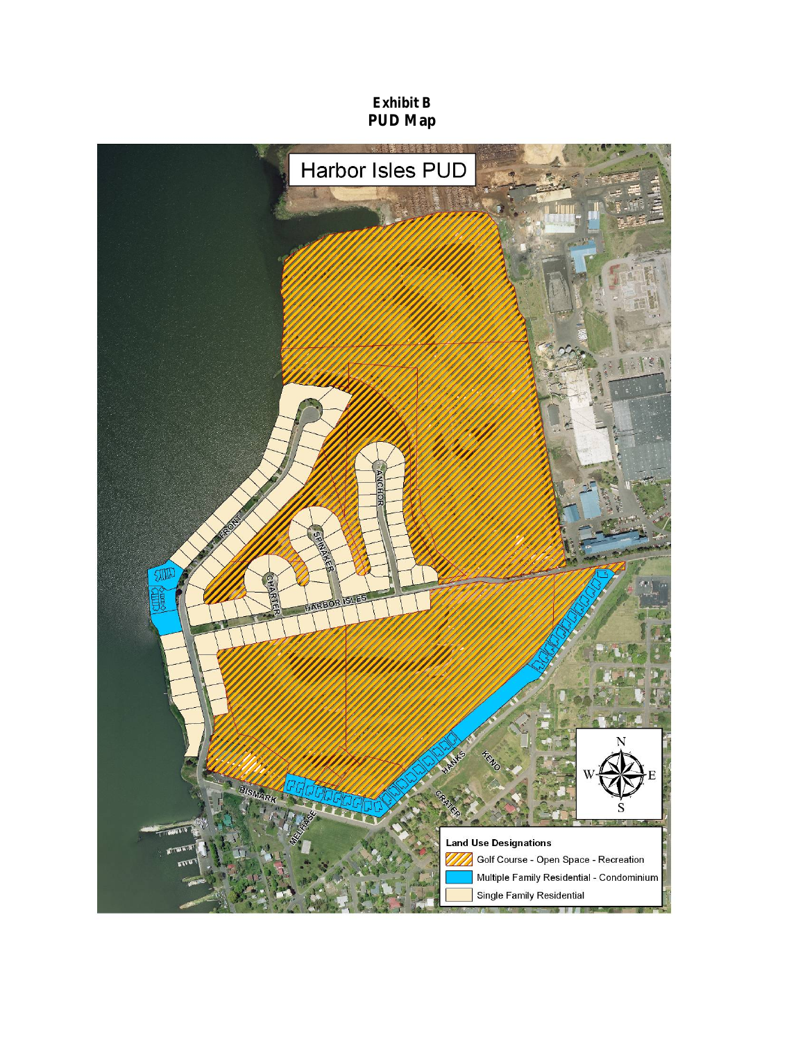**Exhibit B**
**PUD Map**

Harbor Isles PUD

FRONT

ANCHOR

SPINNAKER

CHARTER

HARBOR ISLES

BISMARK

MELHASE

HANKS

KENO

CRATER

N
W
E
S

**Land Use Designations**

Golf Course - Open Space - Recreation

Multiple Family Residential - Condominium

Single Family Residential